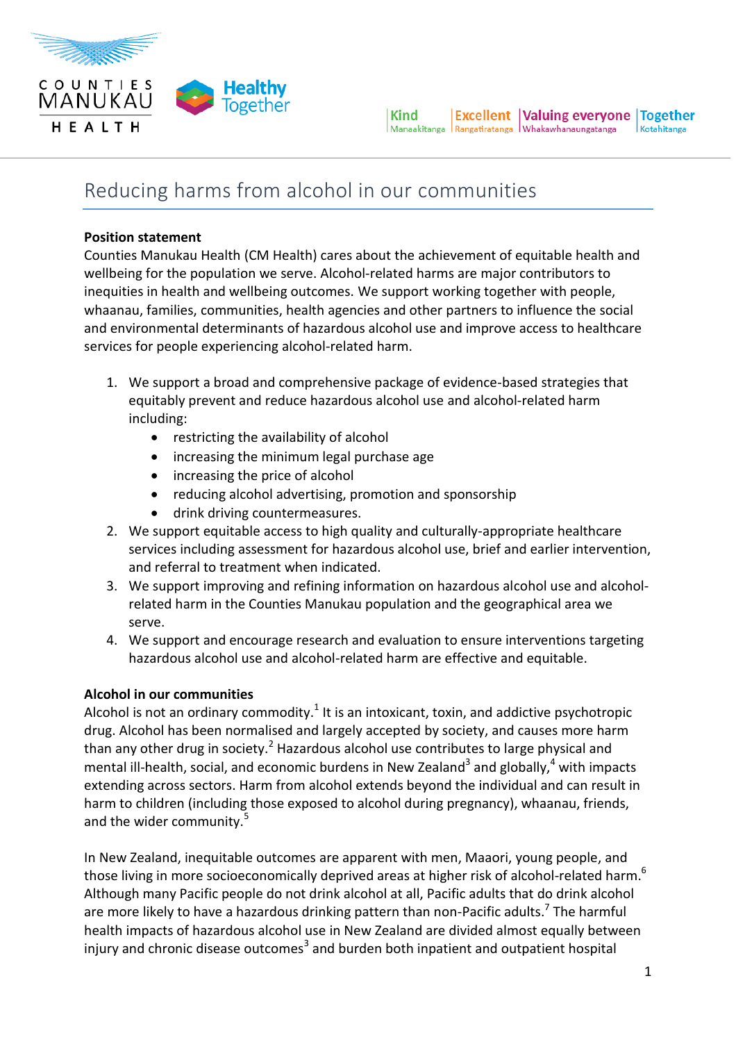# Reducing harms from alcohol in our communities

**Position statement**

Counties Manukau Health (CM Health) cares about the achievement of equitable health and wellbeing for the population we serve. Alcohol-related harms are major contributors to inequities in health and wellbeing outcomes. We support working together with people, whaanau, families, communities, health agencies and other partners to influence the social and environmental determinants of hazardous alcohol use and improve access to healthcare services for people experiencing alcohol-related harm.

1. We support a broad and comprehensive package of evidence-based strategies that equitably prevent and reduce hazardous alcohol use and alcohol-related harm including:
   - restricting the availability of alcohol
   - increasing the minimum legal purchase age
   - increasing the price of alcohol
   - reducing alcohol advertising, promotion and sponsorship
   - drink driving countermeasures.
2. We support equitable access to high quality and culturally-appropriate healthcare services including assessment for hazardous alcohol use, brief and earlier intervention, and referral to treatment when indicated.
3. We support improving and refining information on hazardous alcohol use and alcohol-related harm in the Counties Manukau population and the geographical area we serve.
4. We support and encourage research and evaluation to ensure interventions targeting hazardous alcohol use and alcohol-related harm are effective and equitable.

**Alcohol in our communities**

Alcohol is not an ordinary commodity.[1] It is an intoxicant, toxin, and addictive psychotropic drug. Alcohol has been normalised and largely accepted by society, and causes more harm than any other drug in society.[2] Hazardous alcohol use contributes to large physical and mental ill-health, social, and economic burdens in New Zealand[3] and globally,[4] with impacts extending across sectors. Harm from alcohol extends beyond the individual and can result in harm to children (including those exposed to alcohol during pregnancy), whaanau, friends, and the wider community.[5]

In New Zealand, inequitable outcomes are apparent with men, Maaori, young people, and those living in more socioeconomically deprived areas at higher risk of alcohol-related harm.[6] Although many Pacific people do not drink alcohol at all, Pacific adults that do drink alcohol are more likely to have a hazardous drinking pattern than non-Pacific adults.[7] The harmful health impacts of hazardous alcohol use in New Zealand are divided almost equally between injury and chronic disease outcomes[3] and burden both inpatient and outpatient hospital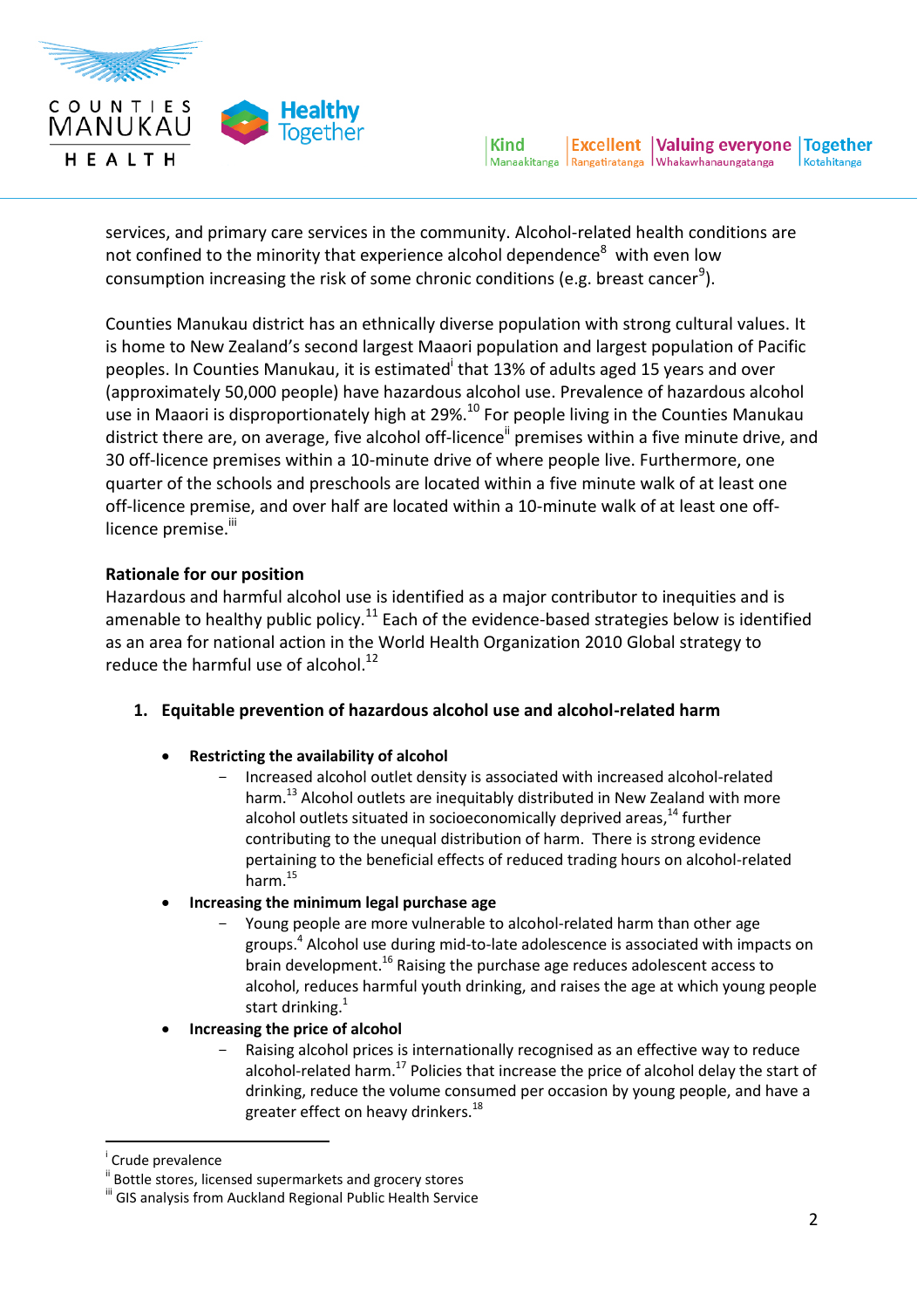services, and primary care services in the community. Alcohol-related health conditions are not confined to the minority that experience alcohol dependence[8] with even low consumption increasing the risk of some chronic conditions (e.g. breast cancer[9]).

Counties Manukau district has an ethnically diverse population with strong cultural values. It is home to New Zealand's second largest Maaori population and largest population of Pacific peoples. In Counties Manukau, it is estimated[i] that 13% of adults aged 15 years and over (approximately 50,000 people) have hazardous alcohol use. Prevalence of hazardous alcohol use in Maaori is disproportionately high at 29%.[10] For people living in the Counties Manukau district there are, on average, five alcohol off-licence[ii] premises within a five minute drive, and 30 off-licence premises within a 10-minute drive of where people live. Furthermore, one quarter of the schools and preschools are located within a five minute walk of at least one off-licence premise, and over half are located within a 10-minute walk of at least one off-licence premise.[iii]

**Rationale for our position**

Hazardous and harmful alcohol use is identified as a major contributor to inequities and is amenable to healthy public policy.[11] Each of the evidence-based strategies below is identified as an area for national action in the World Health Organization 2010 Global strategy to reduce the harmful use of alcohol.[12]

1. **Equitable prevention of hazardous alcohol use and alcohol-related harm**

   - **Restricting the availability of alcohol**
     - Increased alcohol outlet density is associated with increased alcohol-related harm.[13] Alcohol outlets are inequitably distributed in New Zealand with more alcohol outlets situated in socioeconomically deprived areas,[14] further contributing to the unequal distribution of harm. There is strong evidence pertaining to the beneficial effects of reduced trading hours on alcohol-related harm.[15]
   - **Increasing the minimum legal purchase age**
     - Young people are more vulnerable to alcohol-related harm than other age groups.[4] Alcohol use during mid-to-late adolescence is associated with impacts on brain development.[16] Raising the purchase age reduces adolescent access to alcohol, reduces harmful youth drinking, and raises the age at which young people start drinking.[1]
   - **Increasing the price of alcohol**
     - Raising alcohol prices is internationally recognised as an effective way to reduce alcohol-related harm.[17] Policies that increase the price of alcohol delay the start of drinking, reduce the volume consumed per occasion by young people, and have a greater effect on heavy drinkers.[18]

---

[i] Crude prevalence

[ii] Bottle stores, licensed supermarkets and grocery stores

[iii] GIS analysis from Auckland Regional Public Health Service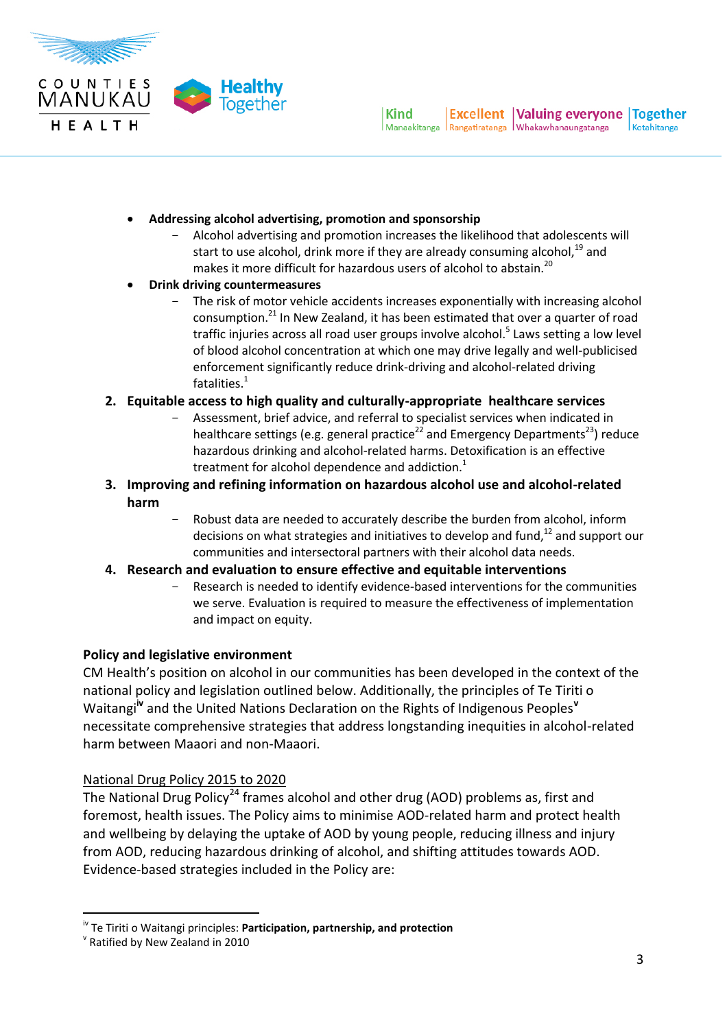- **Addressing alcohol advertising, promotion and sponsorship**
  - Alcohol advertising and promotion increases the likelihood that adolescents will start to use alcohol, drink more if they are already consuming alcohol,[19] and makes it more difficult for hazardous users of alcohol to abstain.[20]
- **Drink driving countermeasures**
  - The risk of motor vehicle accidents increases exponentially with increasing alcohol consumption.[21] In New Zealand, it has been estimated that over a quarter of road traffic injuries across all road user groups involve alcohol.[5] Laws setting a low level of blood alcohol concentration at which one may drive legally and well-publicised enforcement significantly reduce drink-driving and alcohol-related driving fatalities.[1]

2. **Equitable access to high quality and culturally-appropriate healthcare services**
   - Assessment, brief advice, and referral to specialist services when indicated in healthcare settings (e.g. general practice[22] and Emergency Departments[23]) reduce hazardous drinking and alcohol-related harms. Detoxification is an effective treatment for alcohol dependence and addiction.[1]
3. **Improving and refining information on hazardous alcohol use and alcohol-related harm**
   - Robust data are needed to accurately describe the burden from alcohol, inform decisions on what strategies and initiatives to develop and fund,[12] and support our communities and intersectoral partners with their alcohol data needs.
4. **Research and evaluation to ensure effective and equitable interventions**
   - Research is needed to identify evidence-based interventions for the communities we serve. Evaluation is required to measure the effectiveness of implementation and impact on equity.

**Policy and legislative environment**

CM Health's position on alcohol in our communities has been developed in the context of the national policy and legislation outlined below. Additionally, the principles of Te Tiriti o Waitangi[iv] and the United Nations Declaration on the Rights of Indigenous Peoples[v] necessitate comprehensive strategies that address longstanding inequities in alcohol-related harm between Maaori and non-Maaori.

National Drug Policy 2015 to 2020

The National Drug Policy[24] frames alcohol and other drug (AOD) problems as, first and foremost, health issues. The Policy aims to minimise AOD-related harm and protect health and wellbeing by delaying the uptake of AOD by young people, reducing illness and injury from AOD, reducing hazardous drinking of alcohol, and shifting attitudes towards AOD. Evidence-based strategies included in the Policy are:

---

[iv] Te Tiriti o Waitangi principles: **Participation, partnership, and protection**

[v] Ratified by New Zealand in 2010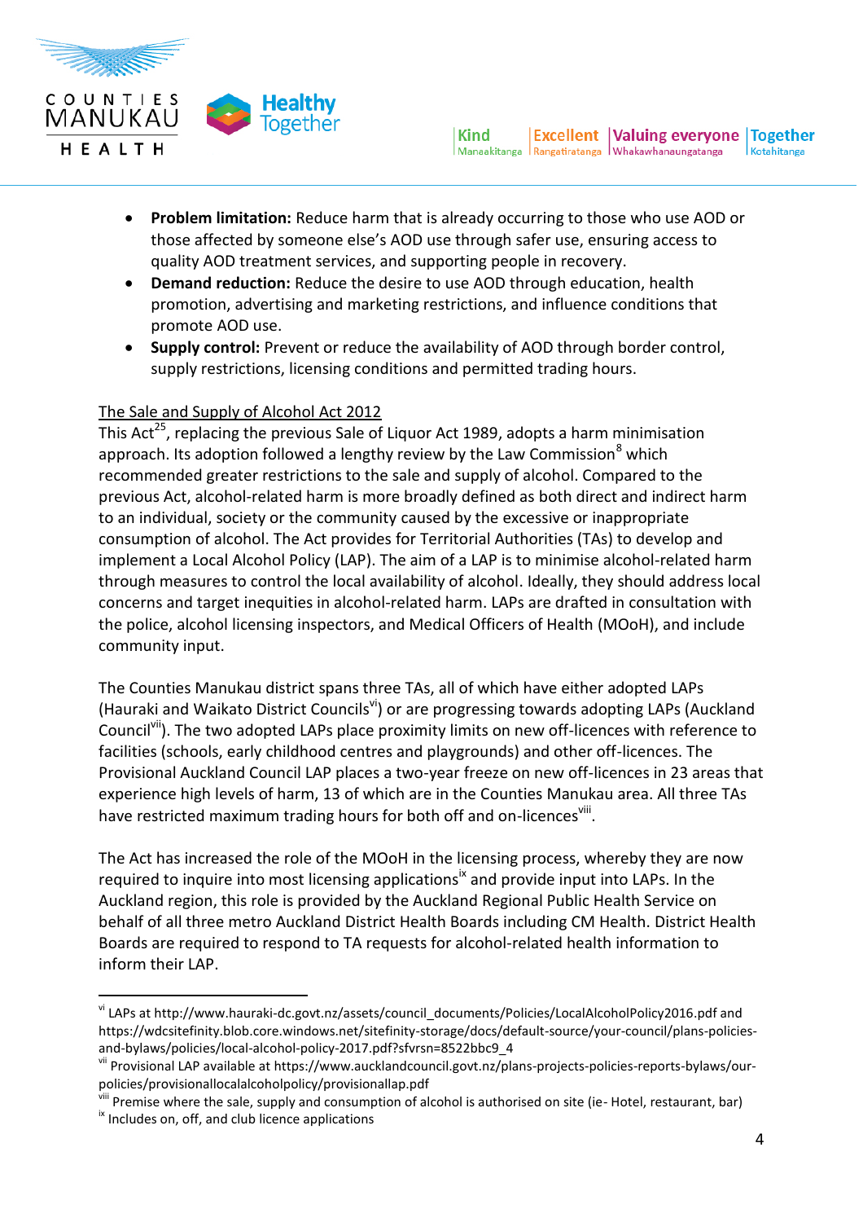- **Problem limitation:** Reduce harm that is already occurring to those who use AOD or those affected by someone else's AOD use through safer use, ensuring access to quality AOD treatment services, and supporting people in recovery.
- **Demand reduction:** Reduce the desire to use AOD through education, health promotion, advertising and marketing restrictions, and influence conditions that promote AOD use.
- **Supply control:** Prevent or reduce the availability of AOD through border control, supply restrictions, licensing conditions and permitted trading hours.

<u>The Sale and Supply of Alcohol Act 2012</u>

This Act[25], replacing the previous Sale of Liquor Act 1989, adopts a harm minimisation approach. Its adoption followed a lengthy review by the Law Commission[8] which recommended greater restrictions to the sale and supply of alcohol. Compared to the previous Act, alcohol-related harm is more broadly defined as both direct and indirect harm to an individual, society or the community caused by the excessive or inappropriate consumption of alcohol. The Act provides for Territorial Authorities (TAs) to develop and implement a Local Alcohol Policy (LAP). The aim of a LAP is to minimise alcohol-related harm through measures to control the local availability of alcohol. Ideally, they should address local concerns and target inequities in alcohol-related harm. LAPs are drafted in consultation with the police, alcohol licensing inspectors, and Medical Officers of Health (MOoH), and include community input.

The Counties Manukau district spans three TAs, all of which have either adopted LAPs (Hauraki and Waikato District Councils[vi]) or are progressing towards adopting LAPs (Auckland Council[vii]). The two adopted LAPs place proximity limits on new off-licences with reference to facilities (schools, early childhood centres and playgrounds) and other off-licences. The Provisional Auckland Council LAP places a two-year freeze on new off-licences in 23 areas that experience high levels of harm, 13 of which are in the Counties Manukau area. All three TAs have restricted maximum trading hours for both off and on-licences[viii].

The Act has increased the role of the MOoH in the licensing process, whereby they are now required to inquire into most licensing applications[ix] and provide input into LAPs. In the Auckland region, this role is provided by the Auckland Regional Public Health Service on behalf of all three metro Auckland District Health Boards including CM Health. District Health Boards are required to respond to TA requests for alcohol-related health information to inform their LAP.

---

[vi] LAPs at http://www.hauraki-dc.govt.nz/assets/council_documents/Policies/LocalAlcoholPolicy2016.pdf and https://wdcsitefinity.blob.core.windows.net/sitefinity-storage/docs/default-source/your-council/plans-policies-and-bylaws/policies/local-alcohol-policy-2017.pdf?sfvrsn=8522bbc9_4

[vii] Provisional LAP available at https://www.aucklandcouncil.govt.nz/plans-projects-policies-reports-bylaws/our-policies/provisionallocalalcoholpolicy/provisionallap.pdf

[viii] Premise where the sale, supply and consumption of alcohol is authorised on site (ie- Hotel, restaurant, bar)

[ix] Includes on, off, and club licence applications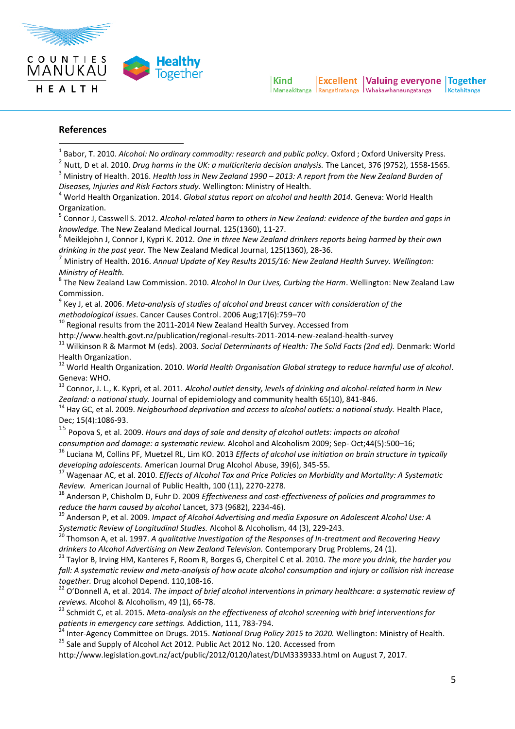## References

[1] Babor, T. 2010. *Alcohol: No ordinary commodity: research and public policy*. Oxford ; Oxford University Press.
[2] Nutt, D et al. 2010. *Drug harms in the UK: a multicriteria decision analysis.* The Lancet, 376 (9752), 1558-1565.
[3] Ministry of Health. 2016. *Health loss in New Zealand 1990 – 2013: A report from the New Zealand Burden of Diseases, Injuries and Risk Factors study.* Wellington: Ministry of Health.
[4] World Health Organization. 2014. *Global status report on alcohol and health 2014.* Geneva: World Health Organization.
[5] Connor J, Casswell S. 2012. *Alcohol-related harm to others in New Zealand: evidence of the burden and gaps in knowledge.* The New Zealand Medical Journal. 125(1360), 11-27.
[6] Meiklejohn J, Connor J, Kypri K. 2012. *One in three New Zealand drinkers reports being harmed by their own drinking in the past year.* The New Zealand Medical Journal, 125(1360), 28-36.
[7] Ministry of Health. 2016. *Annual Update of Key Results 2015/16: New Zealand Health Survey. Wellington: Ministry of Health.*
[8] The New Zealand Law Commission. 2010. *Alcohol In Our Lives, Curbing the Harm*. Wellington: New Zealand Law Commission.
[9] Key J, et al. 2006. *Meta-analysis of studies of alcohol and breast cancer with consideration of the methodological issues*. Cancer Causes Control. 2006 Aug;17(6):759–70
[10] Regional results from the 2011-2014 New Zealand Health Survey. Accessed from http://www.health.govt.nz/publication/regional-results-2011-2014-new-zealand-health-survey
[11] Wilkinson R & Marmot M (eds). 2003. *Social Determinants of Health: The Solid Facts (2nd ed).* Denmark: World Health Organization.
[12] World Health Organization. 2010. *World Health Organisation Global strategy to reduce harmful use of alcohol*. Geneva: WHO.
[13] Connor, J. L., K. Kypri, et al. 2011. *Alcohol outlet density, levels of drinking and alcohol-related harm in New Zealand: a national study.* Journal of epidemiology and community health 65(10), 841-846.
[14] Hay GC, et al. 2009. *Neigbourhood deprivation and access to alcohol outlets: a national study.* Health Place, Dec; 15(4):1086-93.
[15] Popova S, et al. 2009. *Hours and days of sale and density of alcohol outlets: impacts on alcohol consumption and damage: a systematic review.* Alcohol and Alcoholism 2009; Sep- Oct;44(5):500–16;
[16] Luciana M, Collins PF, Muetzel RL, Lim KO. 2013 *Effects of alcohol use initiation on brain structure in typically developing adolescents.* American Journal Drug Alcohol Abuse, 39(6), 345-55.
[17] Wagenaar AC, et al. 2010. *Effects of Alcohol Tax and Price Policies on Morbidity and Mortality: A Systematic Review.* American Journal of Public Health, 100 (11), 2270-2278.
[18] Anderson P, Chisholm D, Fuhr D. 2009 *Effectiveness and cost-effectiveness of policies and programmes to reduce the harm caused by alcohol* Lancet, 373 (9682), 2234-46).
[19] Anderson P, et al. 2009. *Impact of Alcohol Advertising and media Exposure on Adolescent Alcohol Use: A Systematic Review of Longitudinal Studies.* Alcohol & Alcoholism, 44 (3), 229-243.
[20] Thomson A, et al. 1997. *A qualitative Investigation of the Responses of In-treatment and Recovering Heavy drinkers to Alcohol Advertising on New Zealand Television.* Contemporary Drug Problems, 24 (1).
[21] Taylor B, Irving HM, Kanteres F, Room R, Borges G, Cherpitel C et al. 2010. *The more you drink, the harder you fall: A systematic review and meta-analysis of how acute alcohol consumption and injury or collision risk increase together.* Drug alcohol Depend. 110,108-16.
[22] O'Donnell A, et al. 2014. *The impact of brief alcohol interventions in primary healthcare: a systematic review of reviews.* Alcohol & Alcoholism, 49 (1), 66-78.
[23] Schmidt C, et al. 2015. *Meta-analysis on the effectiveness of alcohol screening with brief interventions for patients in emergency care settings.* Addiction, 111, 783-794.
[24] Inter-Agency Committee on Drugs. 2015. *National Drug Policy 2015 to 2020.* Wellington: Ministry of Health.
[25] Sale and Supply of Alcohol Act 2012. Public Act 2012 No. 120. Accessed from http://www.legislation.govt.nz/act/public/2012/0120/latest/DLM3339333.html on August 7, 2017.